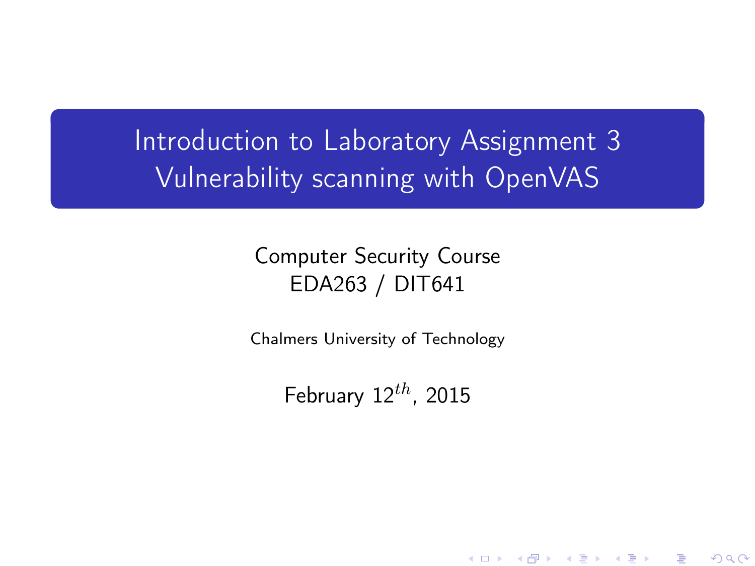# Introduction to Laboratory Assignment 3
# Vulnerability scanning with OpenVAS

Computer Security Course
EDA263 / DIT641

Chalmers University of Technology

February $12^{th}$, 2015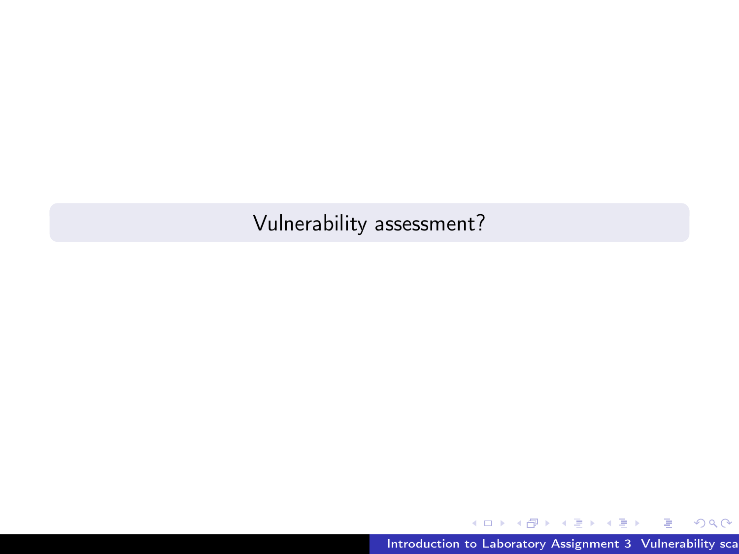# Vulnerability assessment?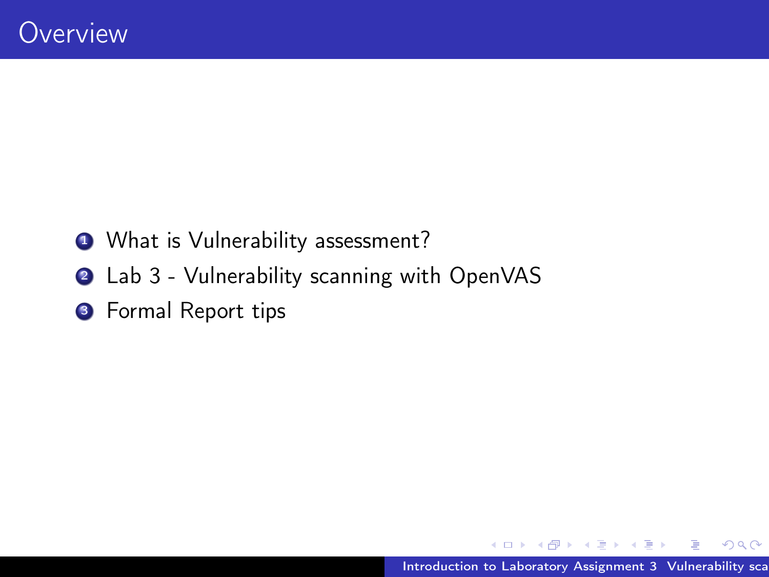# Overview

1. What is Vulnerability assessment?
2. Lab 3 - Vulnerability scanning with OpenVAS
3. Formal Report tips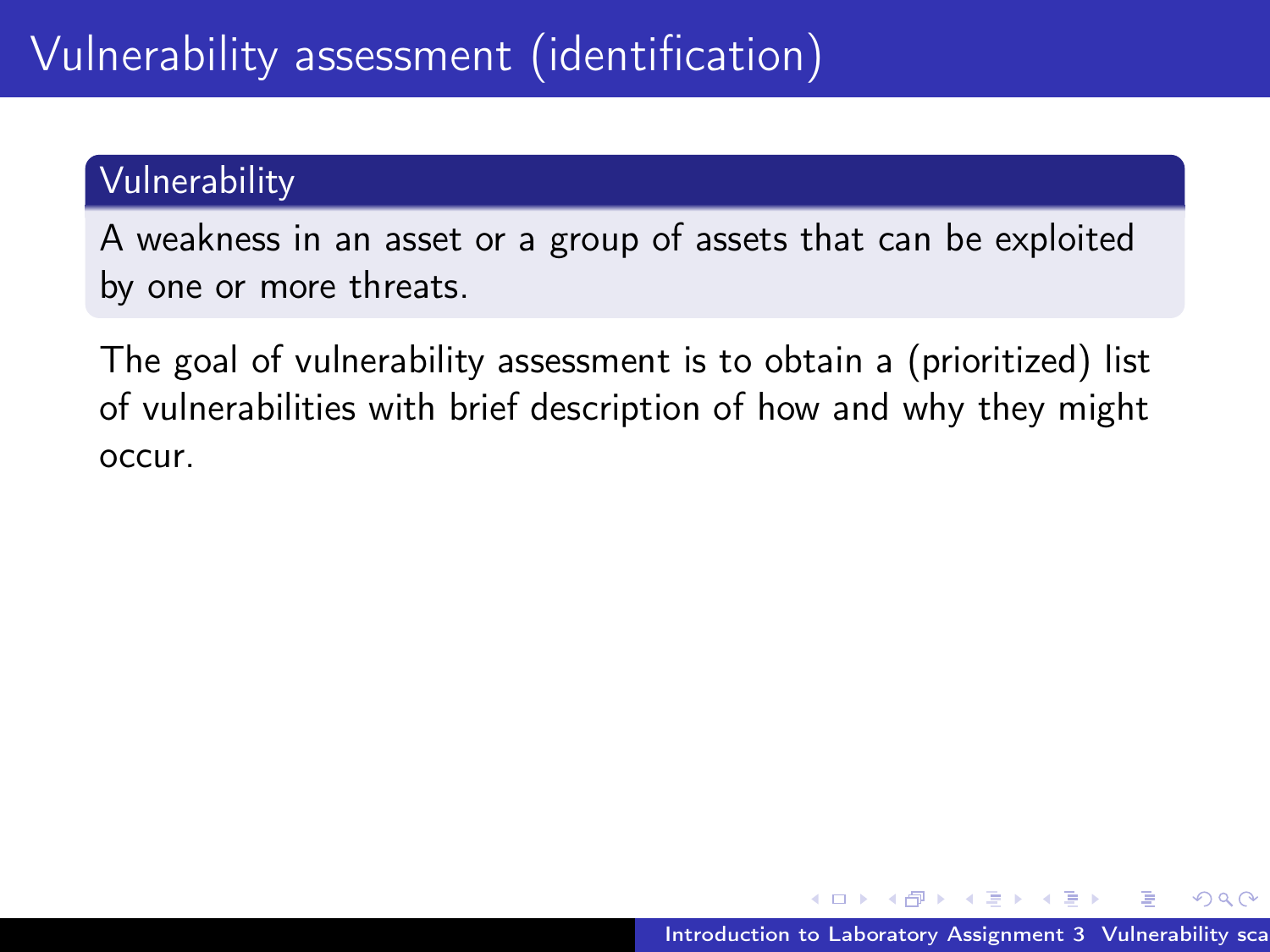# Vulnerability assessment (identification)

**Vulnerability**

A weakness in an asset or a group of assets that can be exploited by one or more threats.

The goal of vulnerability assessment is to obtain a (prioritized) list of vulnerabilities with brief description of how and why they might occur.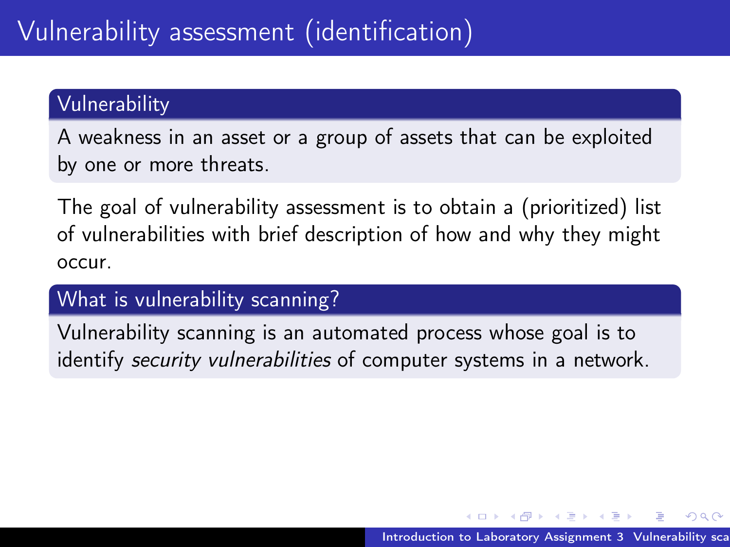# Vulnerability assessment (identification)

### Vulnerability

A weakness in an asset or a group of assets that can be exploited by one or more threats.

The goal of vulnerability assessment is to obtain a (prioritized) list of vulnerabilities with brief description of how and why they might occur.

### What is vulnerability scanning?

Vulnerability scanning is an automated process whose goal is to identify *security vulnerabilities* of computer systems in a network.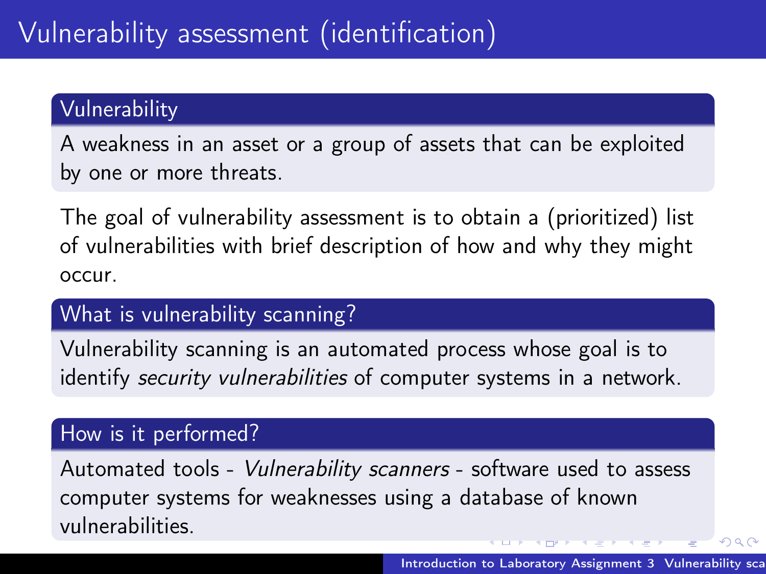# Vulnerability assessment (identification)

### Vulnerability

A weakness in an asset or a group of assets that can be exploited by one or more threats.

The goal of vulnerability assessment is to obtain a (prioritized) list of vulnerabilities with brief description of how and why they might occur.

### What is vulnerability scanning?

Vulnerability scanning is an automated process whose goal is to identify *security vulnerabilities* of computer systems in a network.

### How is it performed?

Automated tools - *Vulnerability scanners* - software used to assess computer systems for weaknesses using a database of known vulnerabilities.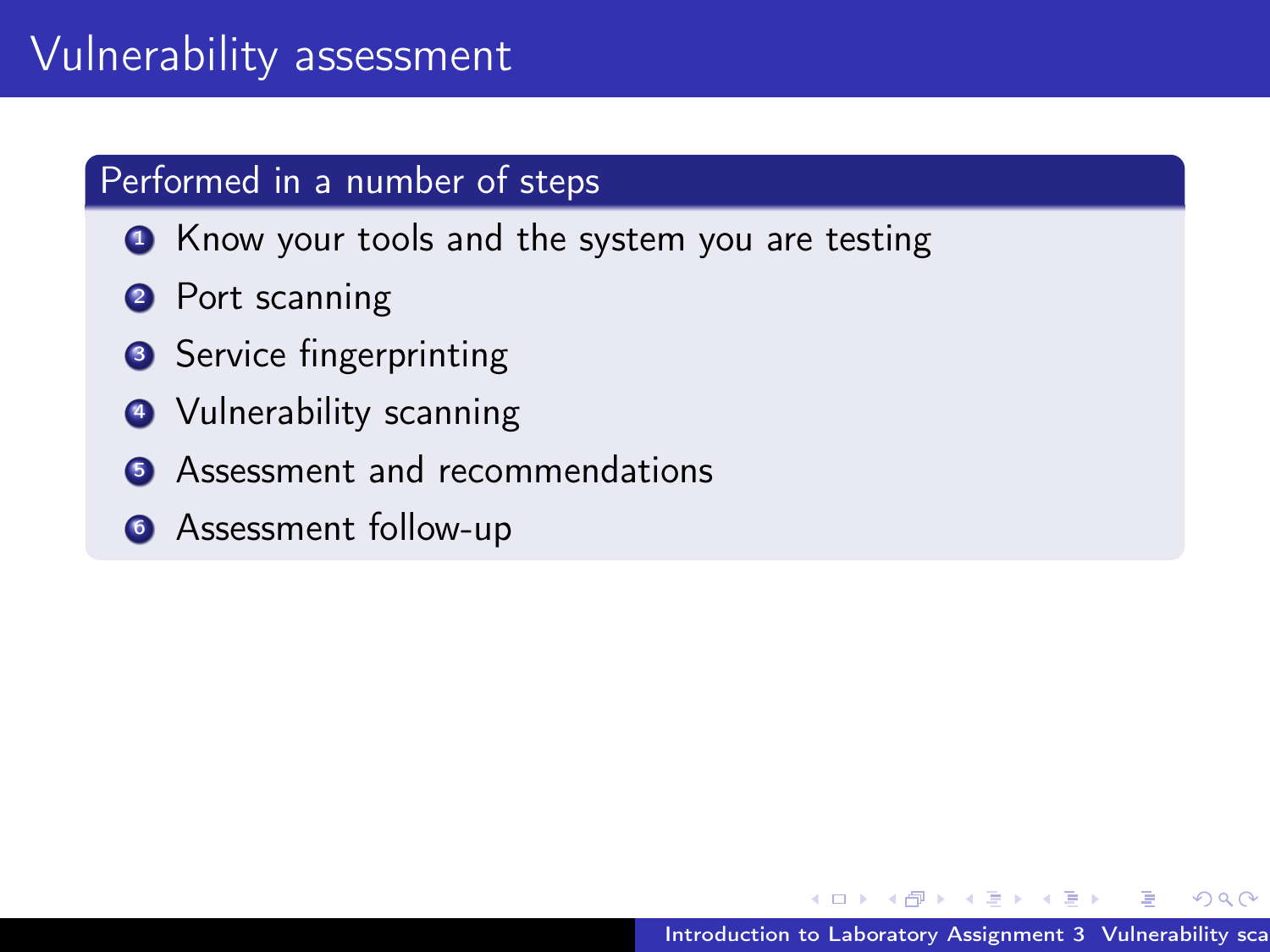# Vulnerability assessment

## Performed in a number of steps

1. Know your tools and the system you are testing
2. Port scanning
3. Service fingerprinting
4. Vulnerability scanning
5. Assessment and recommendations
6. Assessment follow-up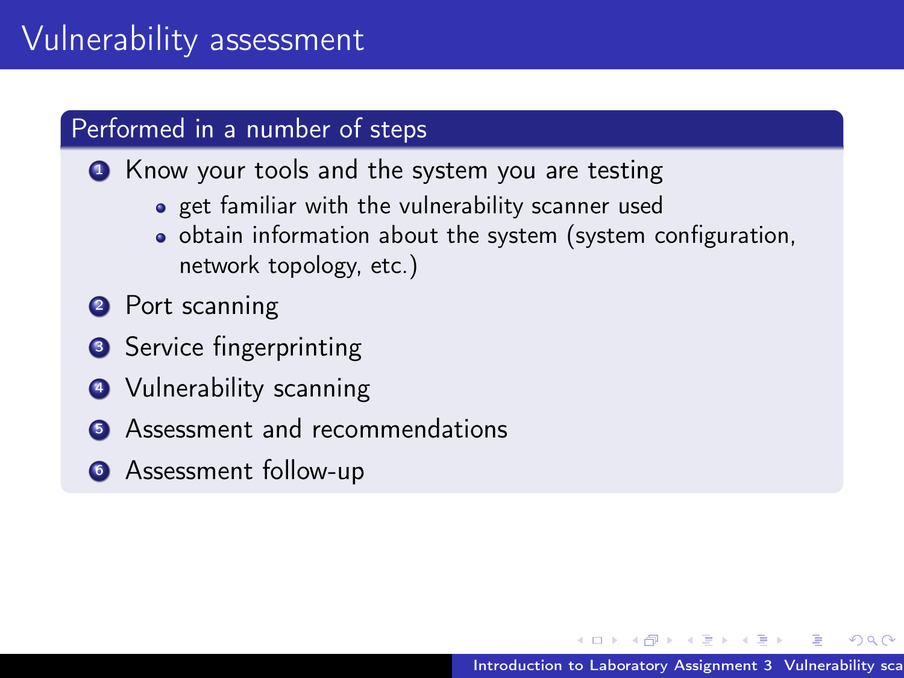# Vulnerability assessment

## Performed in a number of steps

1. Know your tools and the system you are testing
   - get familiar with the vulnerability scanner used
   - obtain information about the system (system configuration, network topology, etc.)
2. Port scanning
3. Service fingerprinting
4. Vulnerability scanning
5. Assessment and recommendations
6. Assessment follow-up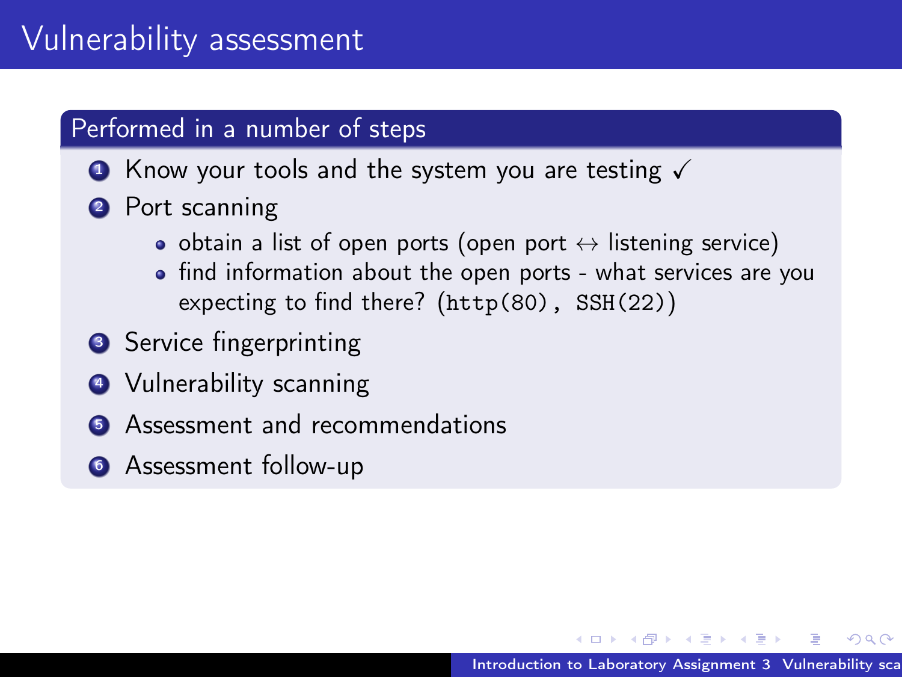# Vulnerability assessment

## Performed in a number of steps

1. Know your tools and the system you are testing ✓
2. Port scanning
   - obtain a list of open ports (open port $\leftrightarrow$ listening service)
   - find information about the open ports - what services are you expecting to find there? (`http(80)`, `SSH(22)`)
3. Service fingerprinting
4. Vulnerability scanning
5. Assessment and recommendations
6. Assessment follow-up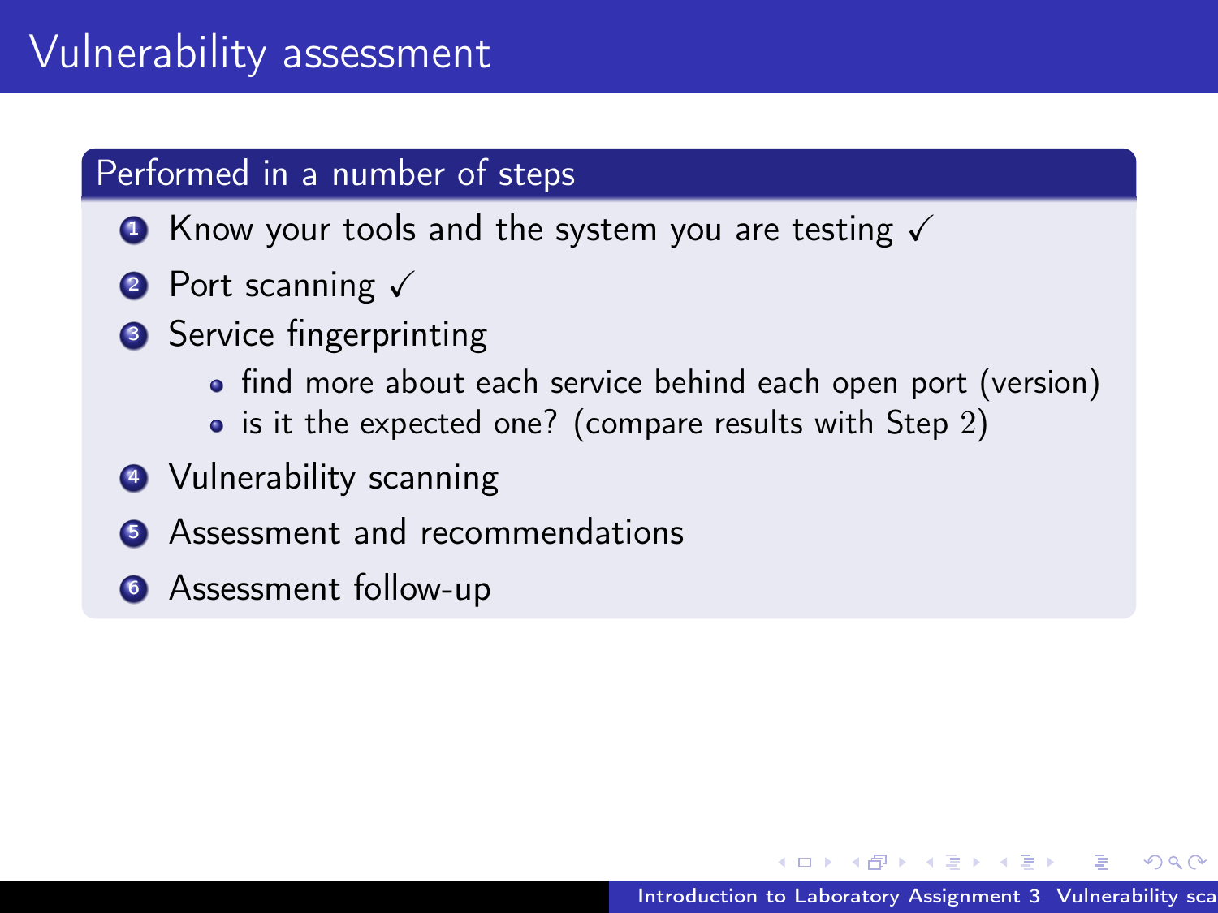# Vulnerability assessment

## Performed in a number of steps

1. Know your tools and the system you are testing ✓
2. Port scanning ✓
3. Service fingerprinting
   - find more about each service behind each open port (version)
   - is it the expected one? (compare results with Step 2)
4. Vulnerability scanning
5. Assessment and recommendations
6. Assessment follow-up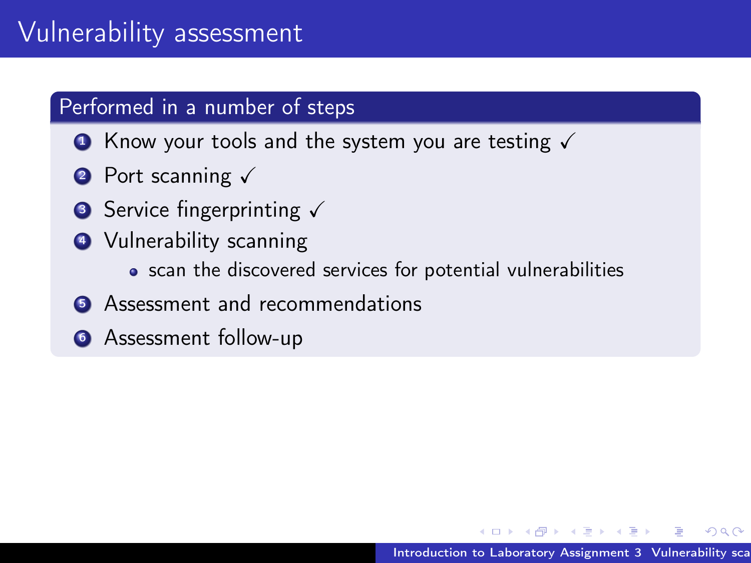# Vulnerability assessment

## Performed in a number of steps

1. Know your tools and the system you are testing ✓
2. Port scanning ✓
3. Service fingerprinting ✓
4. Vulnerability scanning
   - scan the discovered services for potential vulnerabilities
5. Assessment and recommendations
6. Assessment follow-up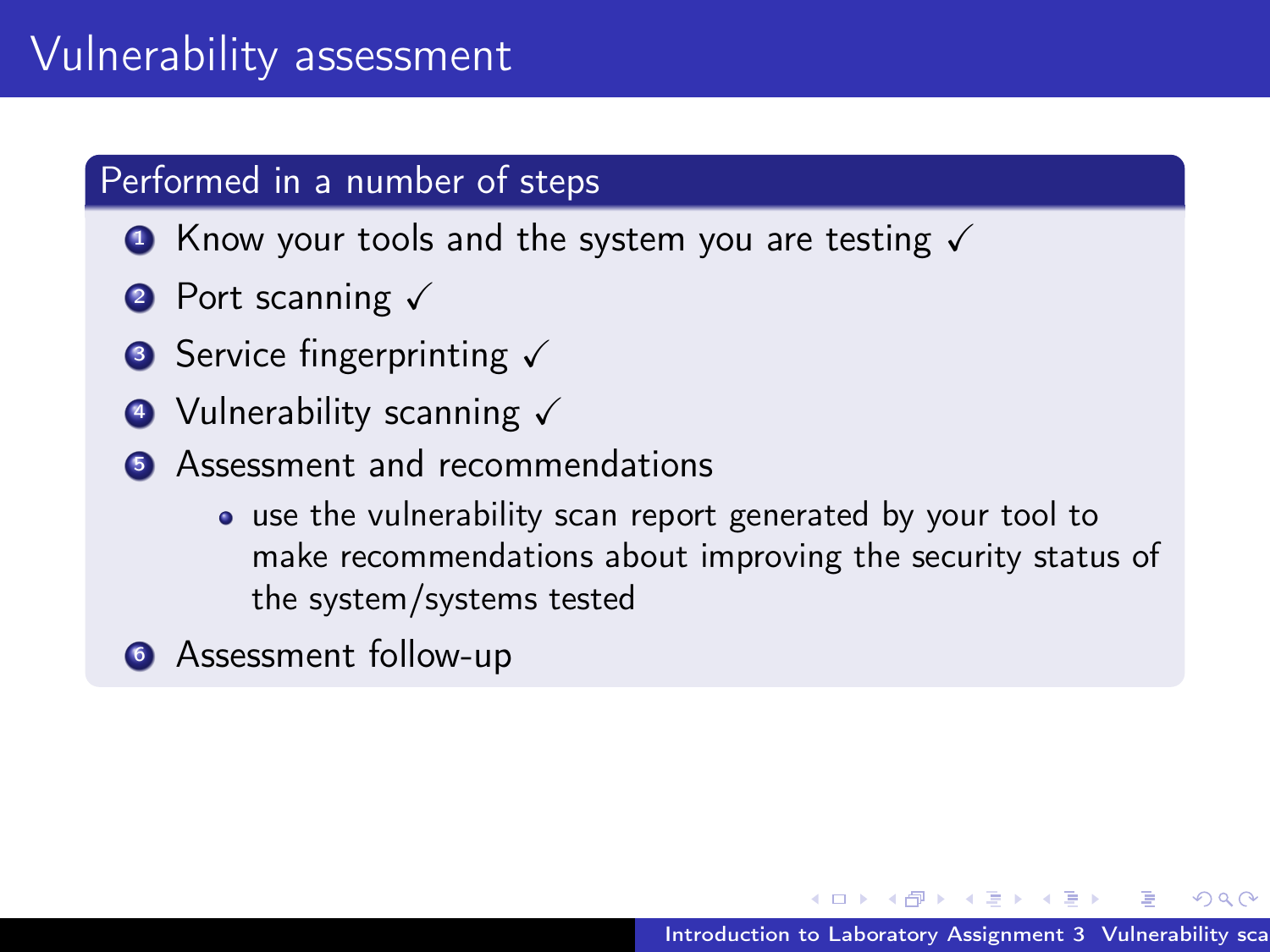# Vulnerability assessment

## Performed in a number of steps

1. Know your tools and the system you are testing ✓
2. Port scanning ✓
3. Service fingerprinting ✓
4. Vulnerability scanning ✓
5. Assessment and recommendations
   - use the vulnerability scan report generated by your tool to make recommendations about improving the security status of the system/systems tested
6. Assessment follow-up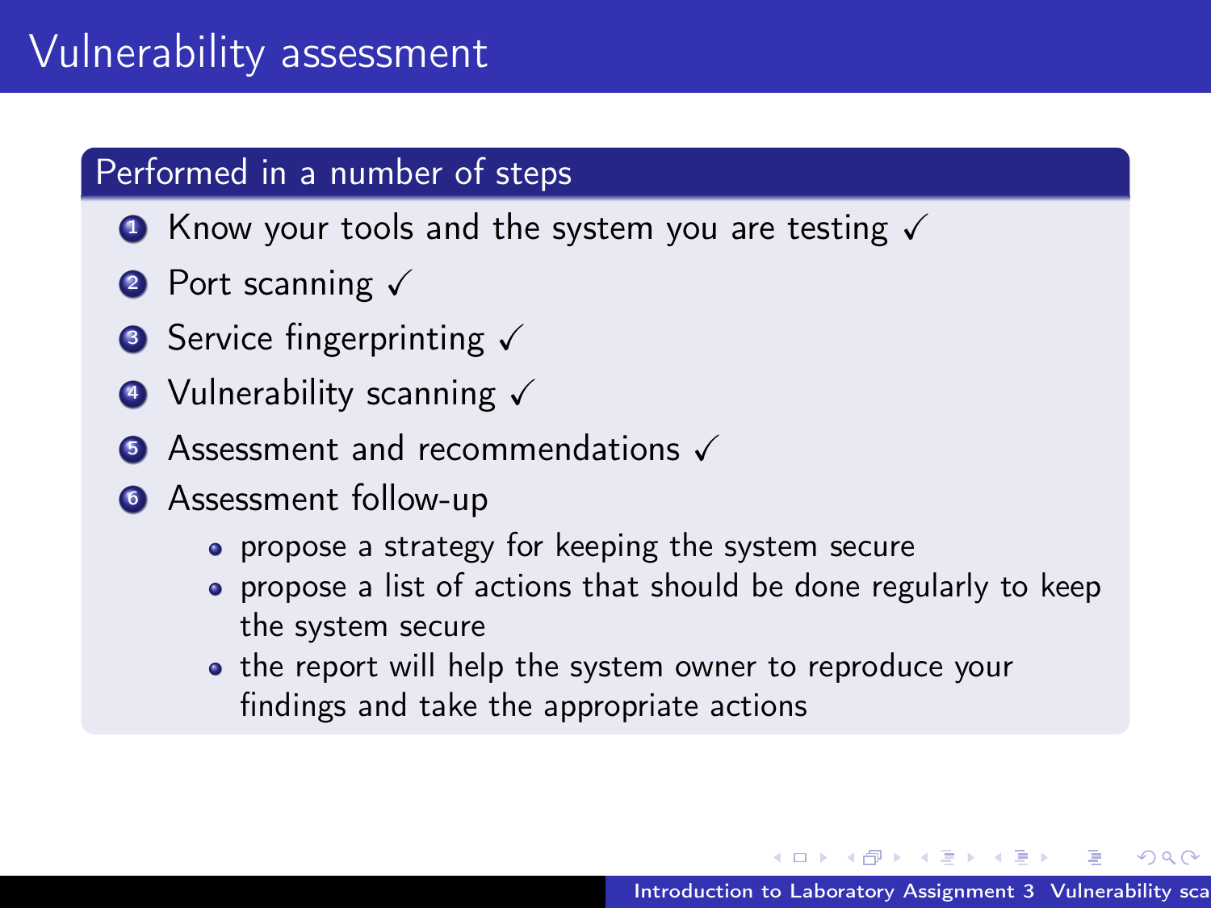# Vulnerability assessment

## Performed in a number of steps

1. Know your tools and the system you are testing ✓
2. Port scanning ✓
3. Service fingerprinting ✓
4. Vulnerability scanning ✓
5. Assessment and recommendations ✓
6. Assessment follow-up
   - propose a strategy for keeping the system secure
   - propose a list of actions that should be done regularly to keep the system secure
   - the report will help the system owner to reproduce your findings and take the appropriate actions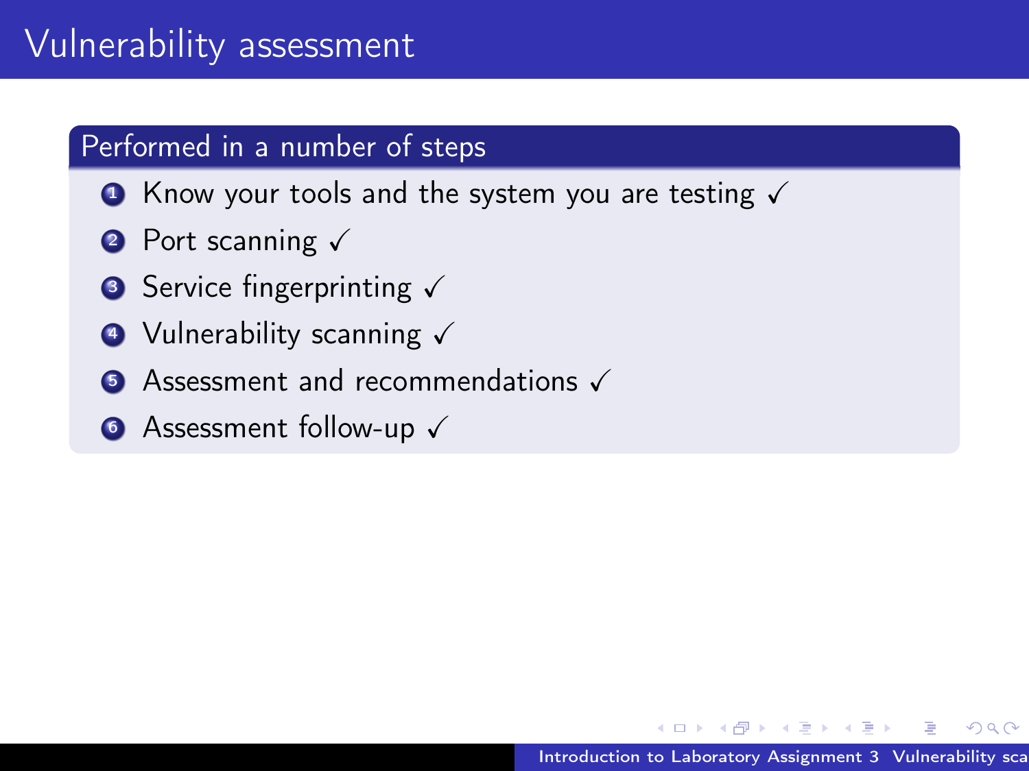# Vulnerability assessment

## Performed in a number of steps

1. Know your tools and the system you are testing ✓
2. Port scanning ✓
3. Service fingerprinting ✓
4. Vulnerability scanning ✓
5. Assessment and recommendations ✓
6. Assessment follow-up ✓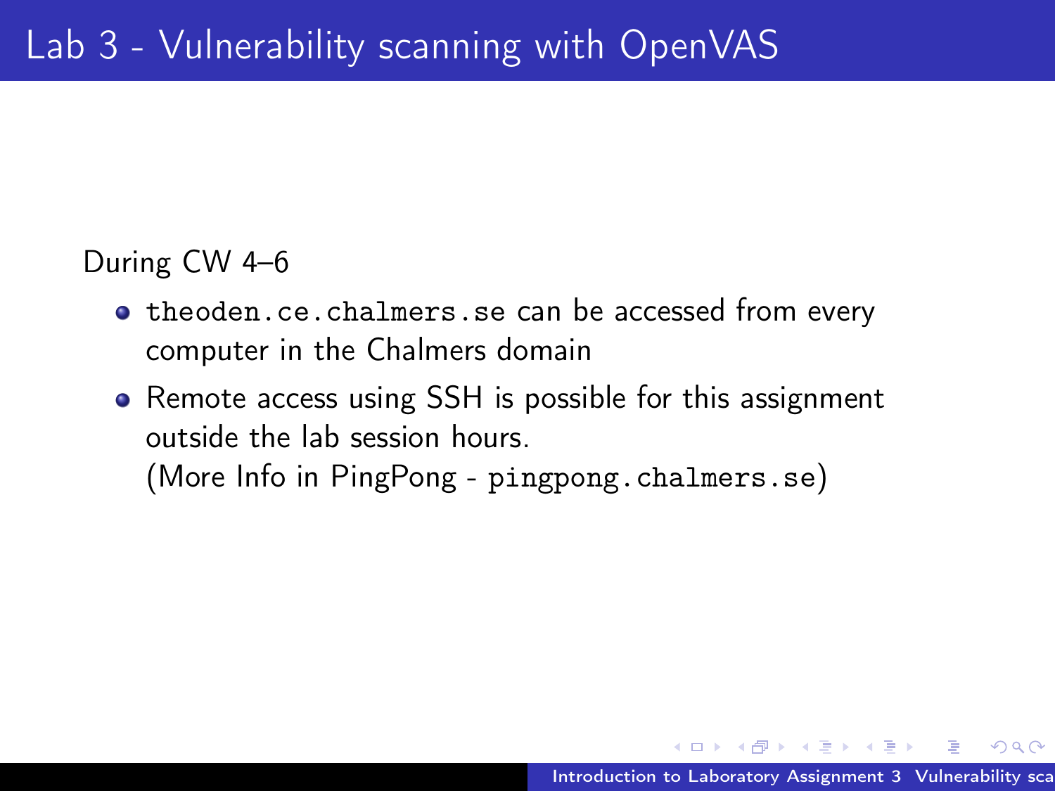# Lab 3 - Vulnerability scanning with OpenVAS

During CW 4–6

- `theoden.ce.chalmers.se` can be accessed from every computer in the Chalmers domain
- Remote access using SSH is possible for this assignment outside the lab session hours.
  (More Info in PingPong - `pingpong.chalmers.se`)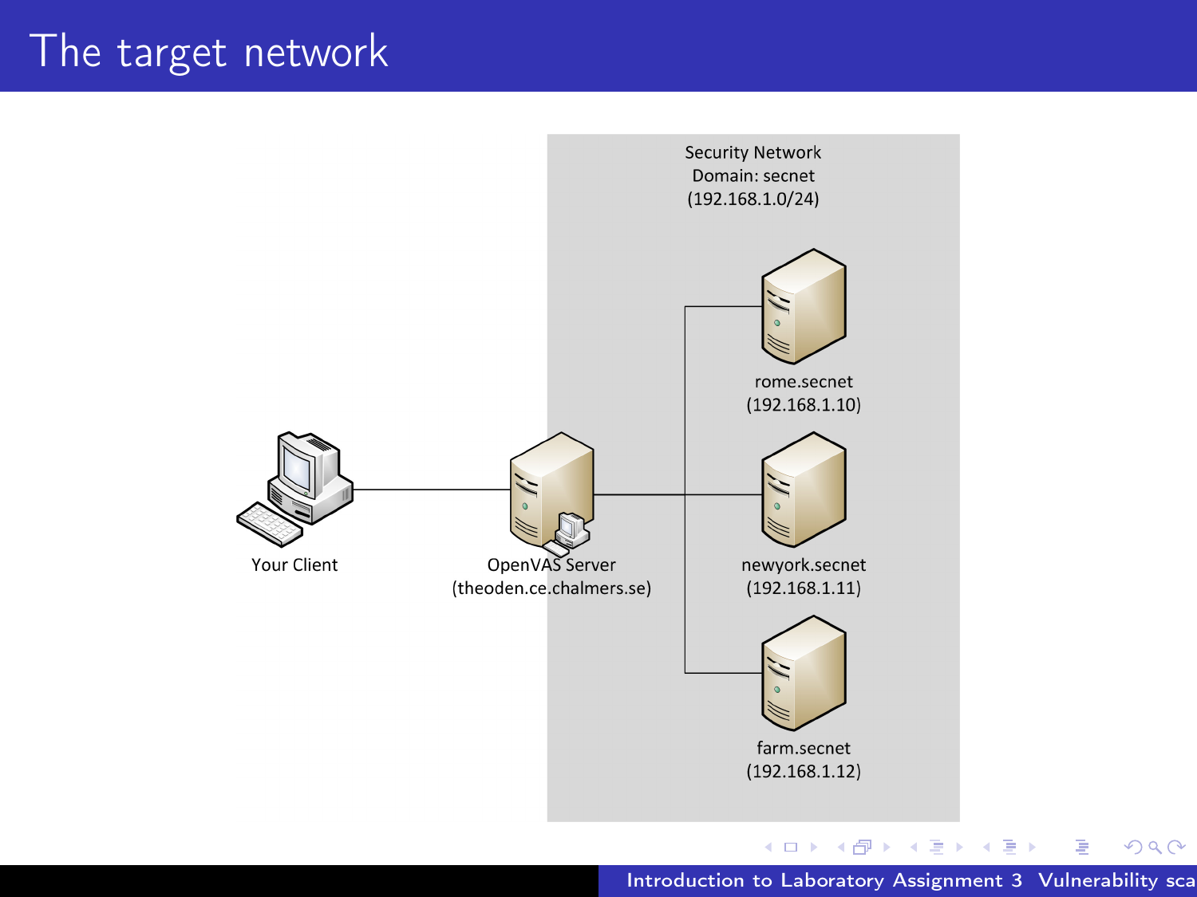# The target network

Security Network
Domain: secnet
(192.168.1.0/24)

Your Client

OpenVAS Server
(theoden.ce.chalmers.se)

rome.secnet
(192.168.1.10)

newyork.secnet
(192.168.1.11)

farm.secnet
(192.168.1.12)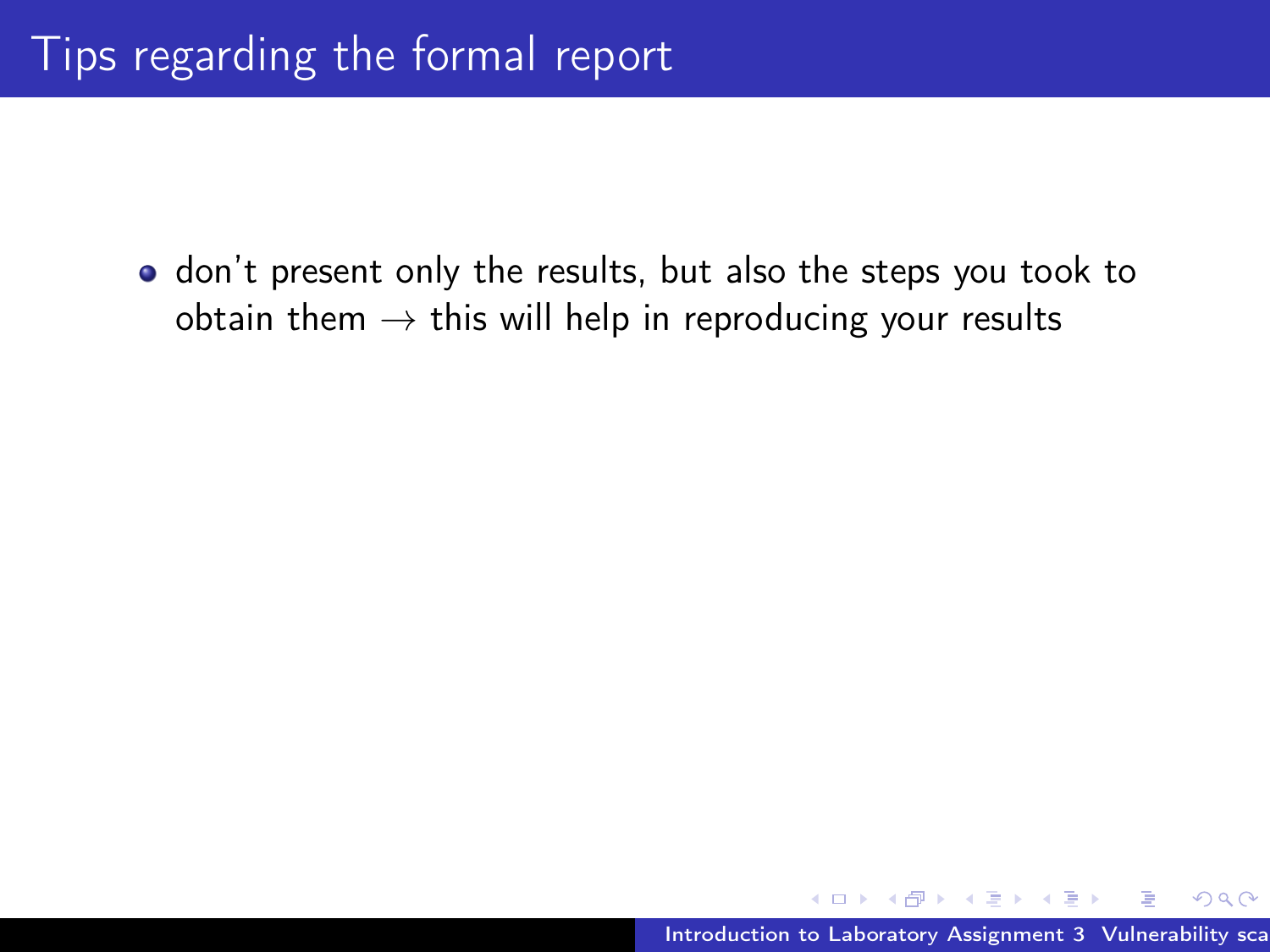# Tips regarding the formal report

- don't present only the results, but also the steps you took to obtain them $\rightarrow$ this will help in reproducing your results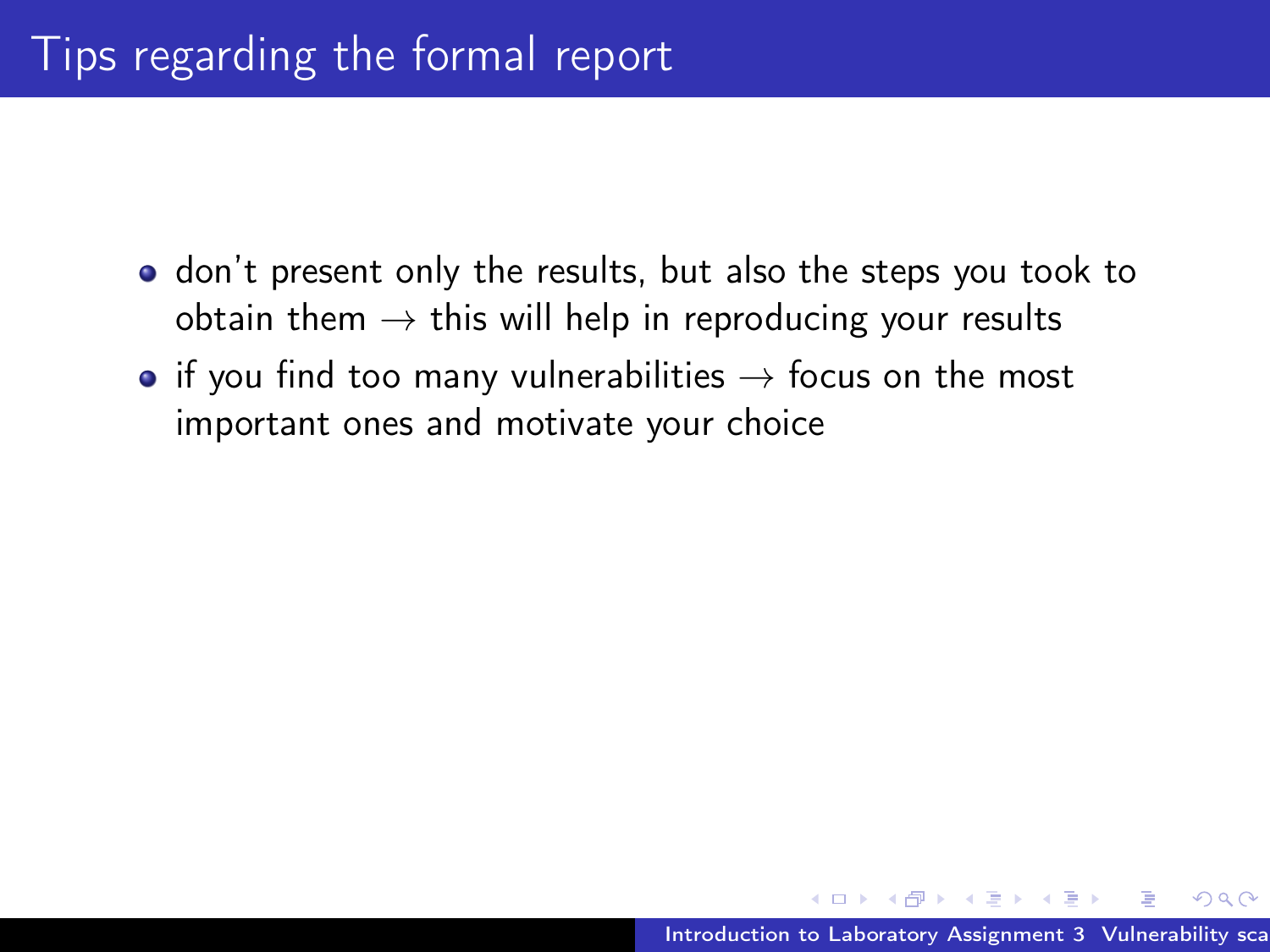# Tips regarding the formal report

- don't present only the results, but also the steps you took to obtain them $\rightarrow$ this will help in reproducing your results
- if you find too many vulnerabilities $\rightarrow$ focus on the most important ones and motivate your choice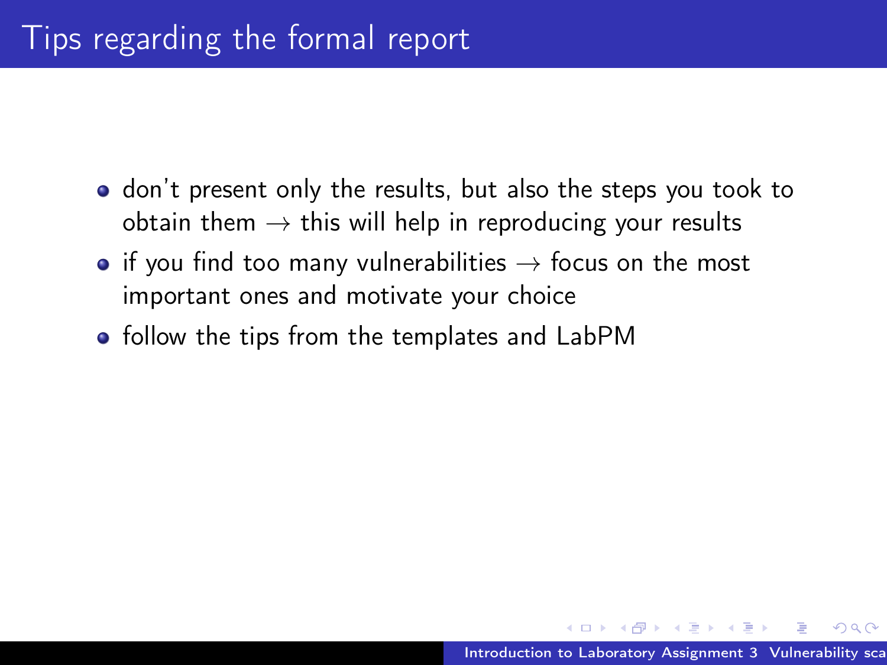# Tips regarding the formal report

- don't present only the results, but also the steps you took to obtain them → this will help in reproducing your results
- if you find too many vulnerabilities → focus on the most important ones and motivate your choice
- follow the tips from the templates and LabPM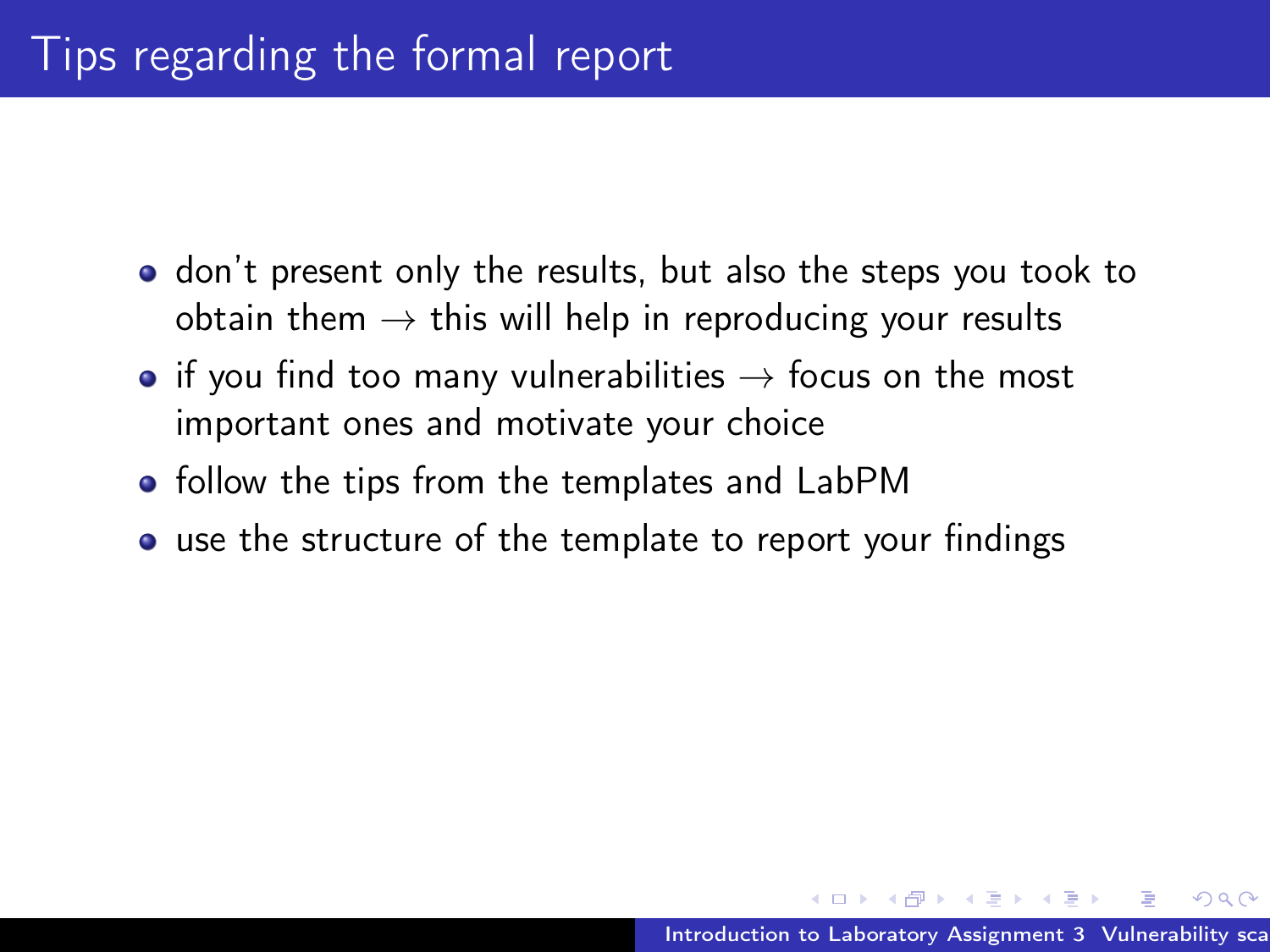# Tips regarding the formal report

- don't present only the results, but also the steps you took to obtain them $\rightarrow$ this will help in reproducing your results
- if you find too many vulnerabilities $\rightarrow$ focus on the most important ones and motivate your choice
- follow the tips from the templates and LabPM
- use the structure of the template to report your findings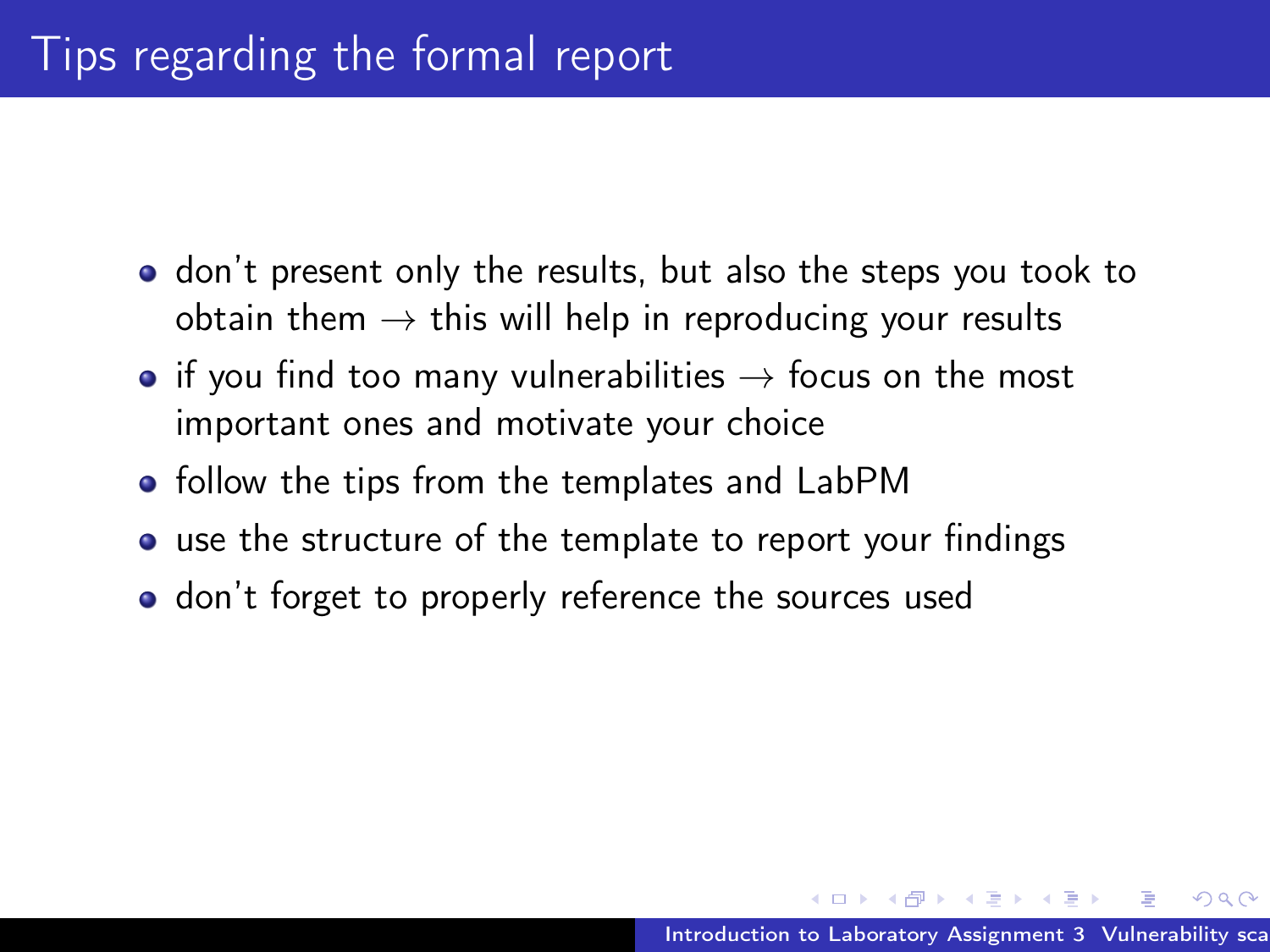# Tips regarding the formal report

- don't present only the results, but also the steps you took to obtain them $\rightarrow$ this will help in reproducing your results
- if you find too many vulnerabilities $\rightarrow$ focus on the most important ones and motivate your choice
- follow the tips from the templates and LabPM
- use the structure of the template to report your findings
- don't forget to properly reference the sources used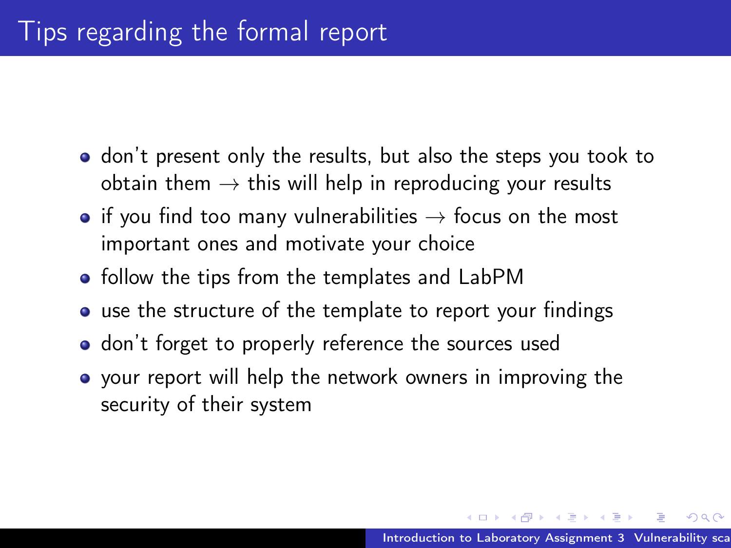# Tips regarding the formal report

- don't present only the results, but also the steps you took to obtain them → this will help in reproducing your results
- if you find too many vulnerabilities → focus on the most important ones and motivate your choice
- follow the tips from the templates and LabPM
- use the structure of the template to report your findings
- don't forget to properly reference the sources used
- your report will help the network owners in improving the security of their system